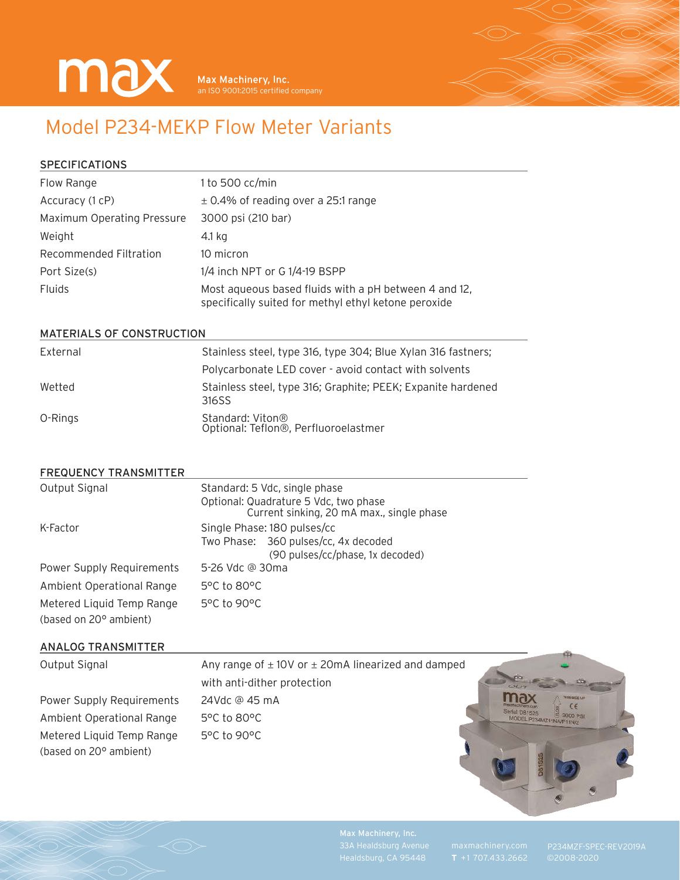# Model P234-MEKP Flow Meter Variants

## SPECIFICATIONS

| | |
|---|---|
| Flow Range | 1 to 500 cc/min |
| Accuracy (1 cP) | ± 0.4% of reading over a 25:1 range |
| Maximum Operating Pressure | 3000 psi (210 bar) |
| Weight | 4.1 kg |
| Recommended Filtration | 10 micron |
| Port Size(s) | 1/4 inch NPT or G 1/4-19 BSPP |
| Fluids | Most aqueous based fluids with a pH between 4 and 12, specifically suited for methyl ethyl ketone peroxide |

## MATERIALS OF CONSTRUCTION

| | |
|---|---|
| External | Stainless steel, type 316, type 304; Blue Xylan 316 fasteners; Polycarbonate LED cover - avoid contact with solvents |
| Wetted | Stainless steel, type 316; Graphite; PEEK; Expanite hardened 316SS |
| O-Rings | Standard: Viton® Optional: Teflon®, Perfluoroelastmer |

## FREQUENCY TRANSMITTER

| | |
|---|---|
| Output Signal | Standard: 5 Vdc, single phase<br>Optional: Quadrature 5 Vdc, two phase<br>Current sinking, 20 mA max., single phase |
| K-Factor | Single Phase: 180 pulses/cc<br>Two Phase: 360 pulses/cc, 4x decoded (90 pulses/cc/phase, 1x decoded) |
| Power Supply Requirements | 5-26 Vdc @ 30ma |
| Ambient Operational Range | 5°C to 80°C |
| Metered Liquid Temp Range (based on 20° ambient) | 5°C to 90°C |

## ANALOG TRANSMITTER

| | |
|---|---|
| Output Signal | Any range of ± 10V or ± 20mA linearized and damped with anti-dither protection |
| Power Supply Requirements | 24Vdc @ 45 mA |
| Ambient Operational Range | 5°C to 80°C |
| Metered Liquid Temp Range (based on 20° ambient) | 5°C to 90°C |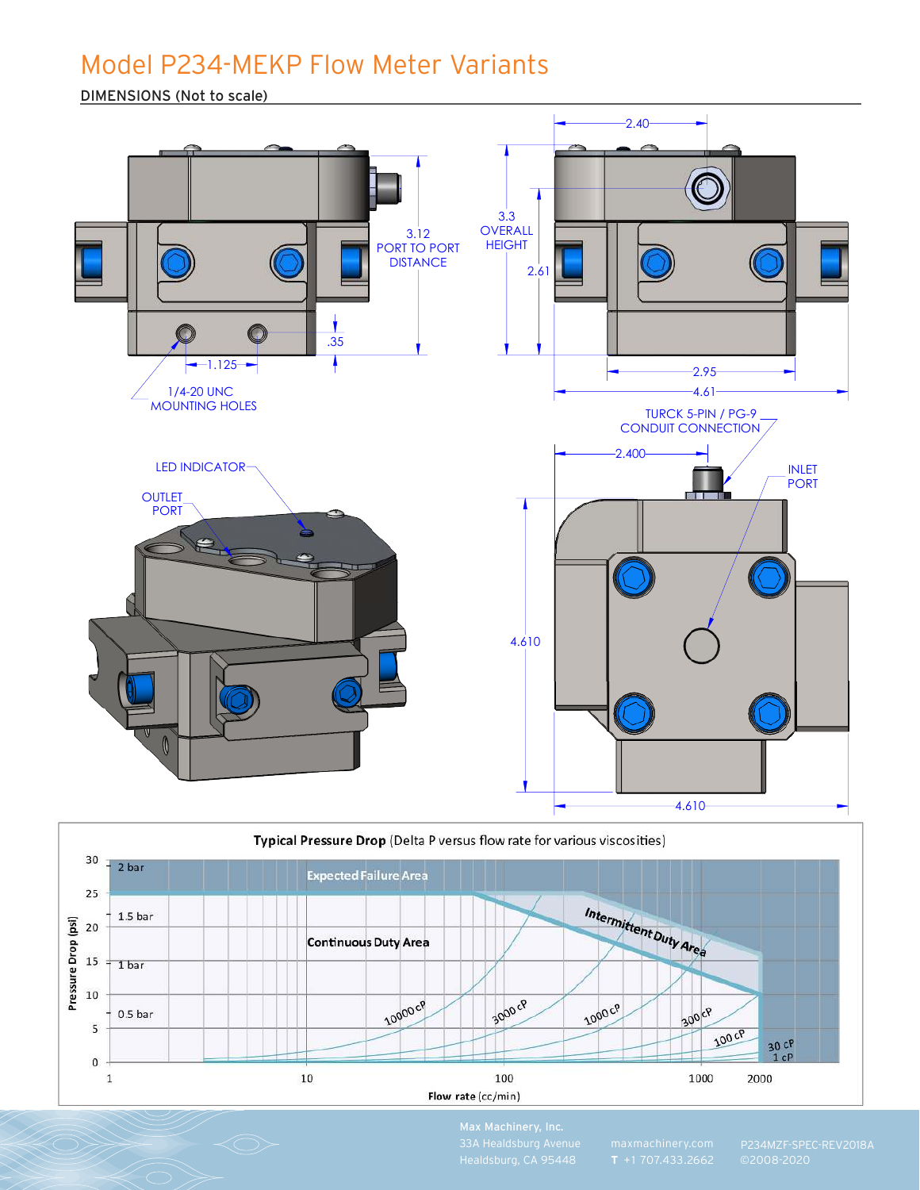# Model P234-MEKP Flow Meter Variants

## DIMENSIONS (Not to scale)

3.12 PORT TO PORT DISTANCE

.35

1.125

1/4-20 UNC MOUNTING HOLES

2.40

3.3 OVERALL HEIGHT

2.61

2.95

4.61

TURCK 5-PIN / PG-9 CONDUIT CONNECTION

LED INDICATOR

OUTLET PORT

2.400

INLET PORT

4.610

4.610

**Typical Pressure Drop** (Delta P versus flow rate for various viscosities)

Pressure Drop (psi): 0, 5, 10, 15, 20, 25, 30

0.5 bar, 1 bar, 1.5 bar, 2 bar

Expected Failure Area

Continuous Duty Area

Intermittent Duty Area

10000 cP, 3000 cP, 1000 cP, 300 cP, 100 cP, 30 cP, 1 cP

Flow rate (cc/min): 1, 10, 100, 1000, 2000

Max Machinery, Inc.
33A Healdsburg Avenue
Healdsburg, CA 95448

maxmachinery.com
T +1 707.433.2662

P234MZF-SPEC-REV2018A
©2008-2020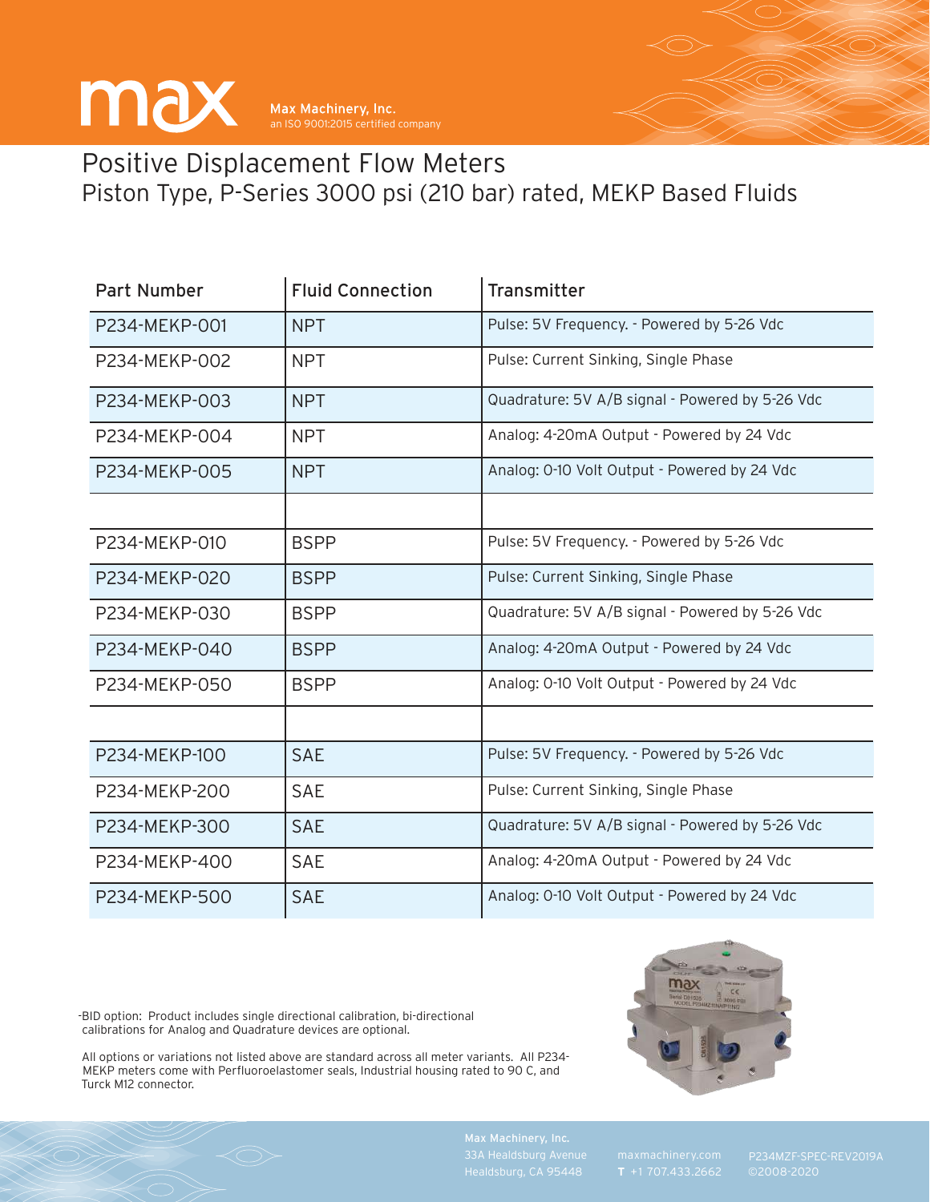# Positive Displacement Flow Meters

## Piston Type, P-Series 3000 psi (210 bar) rated, MEKP Based Fluids

| Part Number | Fluid Connection | Transmitter |
|---|---|---|
| P234-MEKP-001 | NPT | Pulse: 5V Frequency. - Powered by 5-26 Vdc |
| P234-MEKP-002 | NPT | Pulse: Current Sinking, Single Phase |
| P234-MEKP-003 | NPT | Quadrature: 5V A/B signal - Powered by 5-26 Vdc |
| P234-MEKP-004 | NPT | Analog: 4-20mA Output - Powered by 24 Vdc |
| P234-MEKP-005 | NPT | Analog: 0-10 Volt Output - Powered by 24 Vdc |
| | | |
| P234-MEKP-010 | BSPP | Pulse: 5V Frequency. - Powered by 5-26 Vdc |
| P234-MEKP-020 | BSPP | Pulse: Current Sinking, Single Phase |
| P234-MEKP-030 | BSPP | Quadrature: 5V A/B signal - Powered by 5-26 Vdc |
| P234-MEKP-040 | BSPP | Analog: 4-20mA Output - Powered by 24 Vdc |
| P234-MEKP-050 | BSPP | Analog: 0-10 Volt Output - Powered by 24 Vdc |
| | | |
| P234-MEKP-100 | SAE | Pulse: 5V Frequency. - Powered by 5-26 Vdc |
| P234-MEKP-200 | SAE | Pulse: Current Sinking, Single Phase |
| P234-MEKP-300 | SAE | Quadrature: 5V A/B signal - Powered by 5-26 Vdc |
| P234-MEKP-400 | SAE | Analog: 4-20mA Output - Powered by 24 Vdc |
| P234-MEKP-500 | SAE | Analog: 0-10 Volt Output - Powered by 24 Vdc |

-BID option: Product includes single directional calibration, bi-directional calibrations for Analog and Quadrature devices are optional.

All options or variations not listed above are standard across all meter variants. All P234-MEKP meters come with Perfluoroelastomer seals, Industrial housing rated to 90 C, and Turck M12 connector.